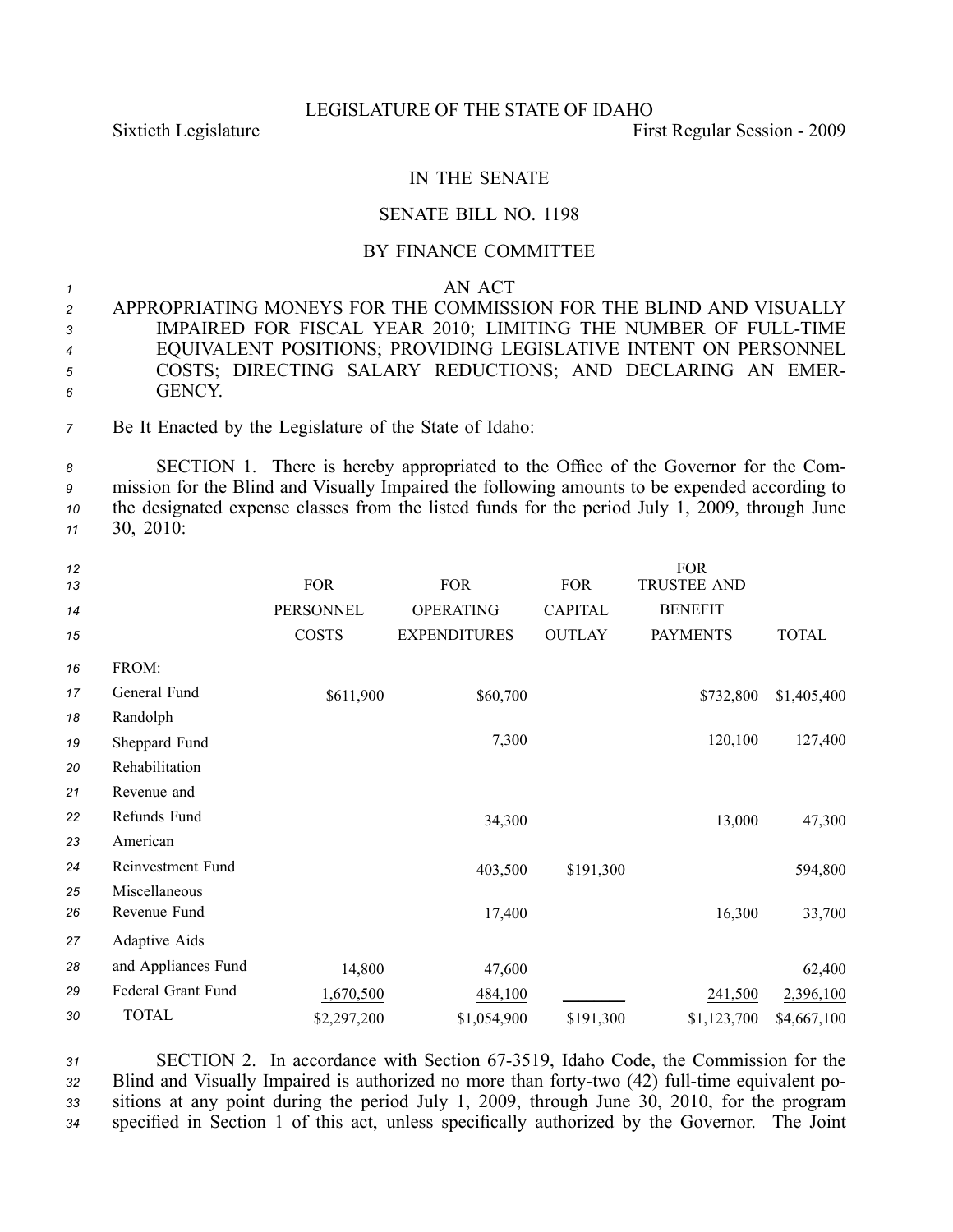LEGISLATURE OF THE STATE OF IDAHO

Sixtieth Legislature First Regular Session - 2009

IN THE SENATE

SENATE BILL NO. 1198

BY FINANCE COMMITTEE

AN ACT

APPROPRIATING MONEYS FOR THE COMMISSION FOR THE BLIND AND VISUALLY IMPAIRED FOR FISCAL YEAR 2010; LIMITING THE NUMBER OF FULL-TIME EQUIVALENT POSITIONS; PROVIDING LEGISLATIVE INTENT ON PERSONNEL COSTS; DIRECTING SALARY REDUCTIONS; AND DECLARING AN EMERGENCY.

Be It Enacted by the Legislature of the State of Idaho:

SECTION 1. There is hereby appropriated to the Office of the Governor for the Commission for the Blind and Visually Impaired the following amounts to be expended according to the designated expense classes from the listed funds for the period July 1, 2009, through June 30, 2010:

| | FOR PERSONNEL COSTS | FOR OPERATING EXPENDITURES | FOR CAPITAL OUTLAY | FOR TRUSTEE AND BENEFIT PAYMENTS | TOTAL |
|---|---|---|---|---|---|
| FROM: | | | | | |
| General Fund | $611,900 | $60,700 | | $732,800 | $1,405,400 |
| Randolph Sheppard Fund | | 7,300 | | 120,100 | 127,400 |
| Rehabilitation Revenue and Refunds Fund | | 34,300 | | 13,000 | 47,300 |
| American Reinvestment Fund | | 403,500 | $191,300 | | 594,800 |
| Miscellaneous Revenue Fund | | 17,400 | | 16,300 | 33,700 |
| Adaptive Aids and Appliances Fund | 14,800 | 47,600 | | | 62,400 |
| Federal Grant Fund | 1,670,500 | 484,100 | | 241,500 | 2,396,100 |
| TOTAL | $2,297,200 | $1,054,900 | $191,300 | $1,123,700 | $4,667,100 |

SECTION 2. In accordance with Section 67-3519, Idaho Code, the Commission for the Blind and Visually Impaired is authorized no more than forty-two (42) full-time equivalent positions at any point during the period July 1, 2009, through June 30, 2010, for the program specified in Section 1 of this act, unless specifically authorized by the Governor. The Joint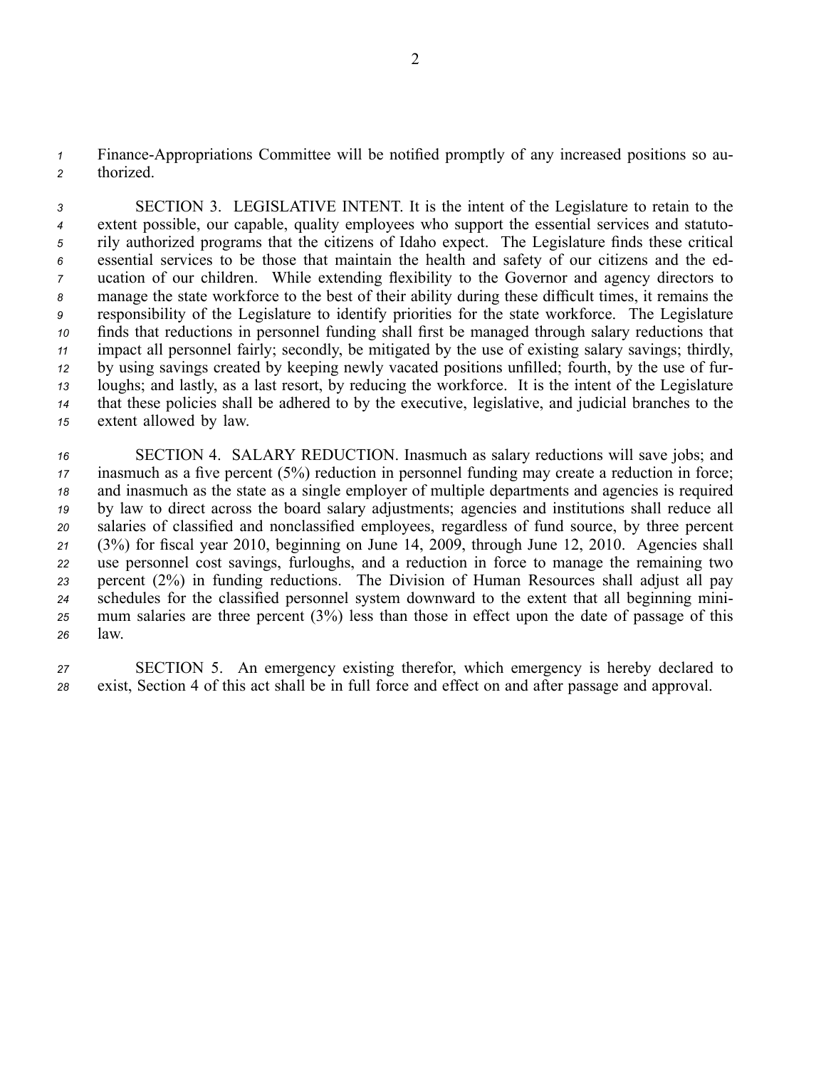Finance-Appropriations Committee will be notified promptly of any increased positions so authorized.

SECTION 3. LEGISLATIVE INTENT. It is the intent of the Legislature to retain to the extent possible, our capable, quality employees who support the essential services and statutorily authorized programs that the citizens of Idaho expect. The Legislature finds these critical essential services to be those that maintain the health and safety of our citizens and the education of our children. While extending flexibility to the Governor and agency directors to manage the state workforce to the best of their ability during these difficult times, it remains the responsibility of the Legislature to identify priorities for the state workforce. The Legislature finds that reductions in personnel funding shall first be managed through salary reductions that impact all personnel fairly; secondly, be mitigated by the use of existing salary savings; thirdly, by using savings created by keeping newly vacated positions unfilled; fourth, by the use of furloughs; and lastly, as a last resort, by reducing the workforce. It is the intent of the Legislature that these policies shall be adhered to by the executive, legislative, and judicial branches to the extent allowed by law.

SECTION 4. SALARY REDUCTION. Inasmuch as salary reductions will save jobs; and inasmuch as a five percent (5%) reduction in personnel funding may create a reduction in force; and inasmuch as the state as a single employer of multiple departments and agencies is required by law to direct across the board salary adjustments; agencies and institutions shall reduce all salaries of classified and nonclassified employees, regardless of fund source, by three percent (3%) for fiscal year 2010, beginning on June 14, 2009, through June 12, 2010. Agencies shall use personnel cost savings, furloughs, and a reduction in force to manage the remaining two percent (2%) in funding reductions. The Division of Human Resources shall adjust all pay schedules for the classified personnel system downward to the extent that all beginning minimum salaries are three percent (3%) less than those in effect upon the date of passage of this law.

SECTION 5. An emergency existing therefor, which emergency is hereby declared to exist, Section 4 of this act shall be in full force and effect on and after passage and approval.